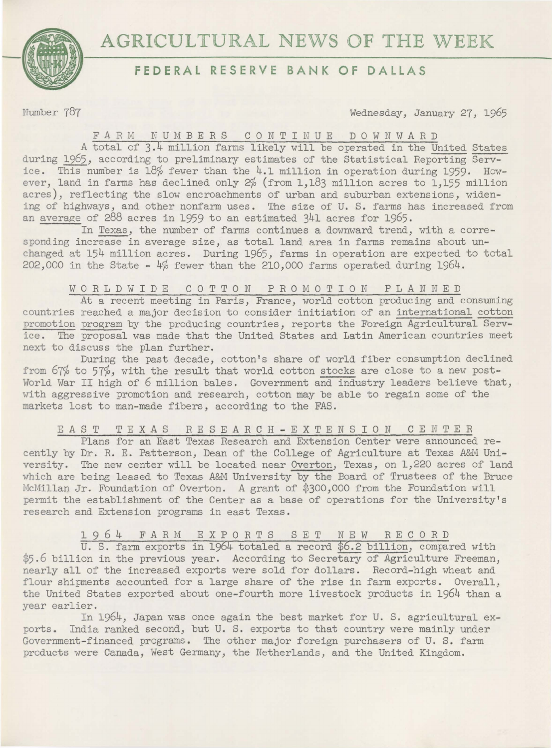# AGRICULTURAL NEWS OF THE WEEK

## FEDERAL RESERVE BANK OF DALLAS

Number 787 Wednesday, January 27, 1965

### FARM NUMBERS CONTINUE DOWNWARD

A total of 3.4 million farms likely will be operated in the United States during 1965, according to preliminary estimates of the Statistical Reporting Service. This number is 18% fewer than the 4.1 million in operation during 1959. However, land in farms has declined only 2% (from 1,183 million acres to 1,155 million acres), reflecting the slow encroachments of urban and suburban extensions, widening of highways, and other nonfarm uses. The size of U. S. farms has increased from an average of 288 acres in 1959 to an estimated 341 acres for 1965.

In Texas, the number of farms continues a downward trend, with a corresponding increase in average size, as total land area in farms remains about unchanged at 154 million acres. During 1965, farms in operation are expected to total 202,000 in the State - 4% fewer than the 210,000 farms operated during 1964.

### WORLDWIDE COTTON PROMOTION PLANNED

At a recent meeting in Paris, France, world cotton producing and consuming countries reached a major decision to consider initiation of an international cotton promotion program by the producing countries, reports the Foreign Agricultural Service. The proposal was made that the United States and Latin American countries meet next to discuss the plan further.

During the past decade, cotton's share of world fiber consumption declined from 67% to 57%, with the result that world cotton stocks are close to a new post-World War II high of 6 million bales. Government and industry leaders believe that, with aggressive promotion and research, cotton may be able to regain some of the markets lost to man-made fibers, according to the FAS.

### EAST TEXAS RESEARCH-EXTENSION CENTER

Plans for an East Texas Research and Extension Center were announced recently by Dr. R. E. Patterson, Dean of the College of Agriculture at Texas A&M University. The new center will be located near Overton, Texas, on 1,220 acres of land which are being leased to Texas A&M University by the Board of Trustees of the Bruce McMillan Jr. Foundation of Overton. A grant of $300,000 from the Foundation will permit the establishment of the Center as a base of operations for the University's research and Extension programs in east Texas.

### 1964 FARM EXPORTS SET NEW RECORD

U. S. farm exports in 1964 totaled a record $6.2 billion, compared with $5.6 billion in the previous year. According to Secretary of Agriculture Freeman, nearly all of the increased exports were sold for dollars. Record-high wheat and flour shipments accounted for a large share of the rise in farm exports. Overall, the United States exported about one-fourth more livestock products in 1964 than a year earlier.

In 1964, Japan was once again the best market for U. S. agricultural exports. India ranked second, but U. S. exports to that country were mainly under Government-financed programs. The other major foreign purchasers of U. S. farm products were Canada, West Germany, the Netherlands, and the United Kingdom.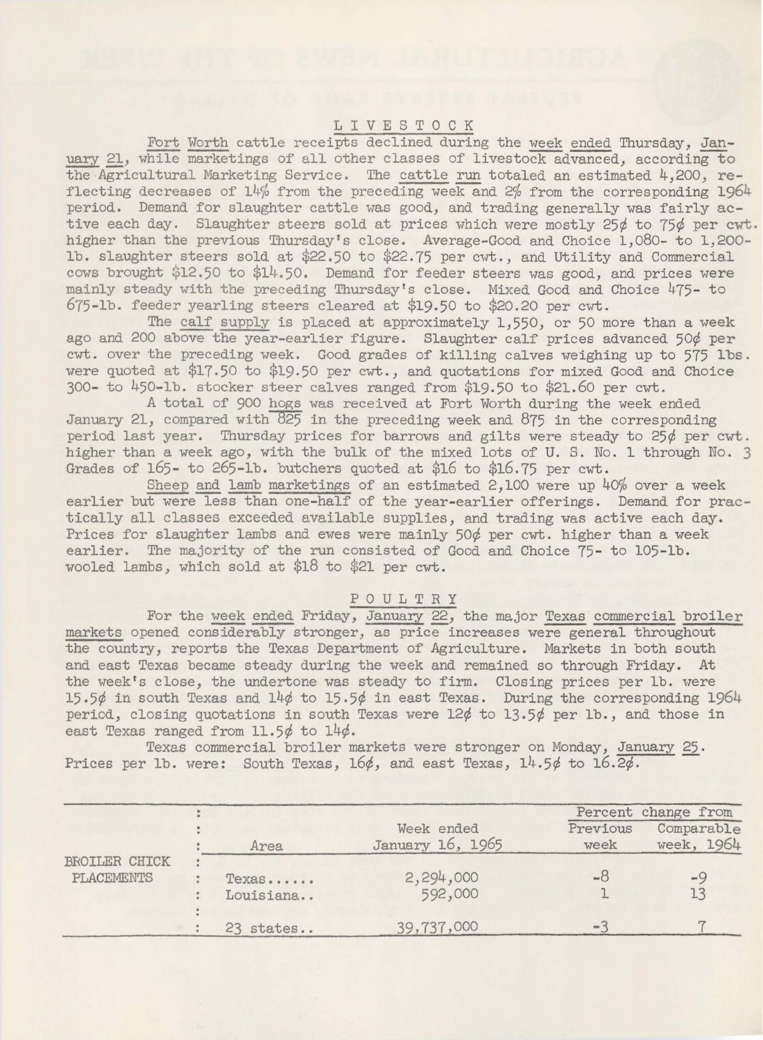## LIVESTOCK

Fort Worth cattle receipts declined during the week ended Thursday, January 21, while marketings of all other classes of livestock advanced, according to the Agricultural Marketing Service. The cattle run totaled an estimated 4,200, reflecting decreases of 14% from the preceding week and 2% from the corresponding 1964 period. Demand for slaughter cattle was good, and trading generally was fairly active each day. Slaughter steers sold at prices which were mostly 25¢ to 75¢ per cwt. higher than the previous Thursday's close. Average-Good and Choice 1,080- to 1,200-lb. slaughter steers sold at $22.50 to $22.75 per cwt., and Utility and Commercial cows brought $12.50 to $14.50. Demand for feeder steers was good, and prices were mainly steady with the preceding Thursday's close. Mixed Good and Choice 475- to 675-lb. feeder yearling steers cleared at $19.50 to $20.20 per cwt.

The calf supply is placed at approximately 1,550, or 50 more than a week ago and 200 above the year-earlier figure. Slaughter calf prices advanced 50¢ per cwt. over the preceding week. Good grades of killing calves weighing up to 575 lbs. were quoted at $17.50 to $19.50 per cwt., and quotations for mixed Good and Choice 300- to 450-lb. stocker steer calves ranged from $19.50 to $21.60 per cwt.

A total of 900 hogs was received at Fort Worth during the week ended January 21, compared with 825 in the preceding week and 875 in the corresponding period last year. Thursday prices for barrows and gilts were steady to 25¢ per cwt. higher than a week ago, with the bulk of the mixed lots of U. S. No. 1 through No. 3 Grades of 165- to 265-lb. butchers quoted at $16 to $16.75 per cwt.

Sheep and lamb marketings of an estimated 2,100 were up 40% over a week earlier but were less than one-half of the year-earlier offerings. Demand for practically all classes exceeded available supplies, and trading was active each day. Prices for slaughter lambs and ewes were mainly 50¢ per cwt. higher than a week earlier. The majority of the run consisted of Good and Choice 75- to 105-lb. wooled lambs, which sold at $18 to $21 per cwt.

## POULTRY

For the week ended Friday, January 22, the major Texas commercial broiler markets opened considerably stronger, as price increases were general throughout the country, reports the Texas Department of Agriculture. Markets in both south and east Texas became steady during the week and remained so through Friday. At the week's close, the undertone was steady to firm. Closing prices per lb. were 15.5¢ in south Texas and 14¢ to 15.5¢ in east Texas. During the corresponding 1964 period, closing quotations in south Texas were 12¢ to 13.5¢ per lb., and those in east Texas ranged from 11.5¢ to 14¢.

Texas commercial broiler markets were stronger on Monday, January 25. Prices per lb. were: South Texas, 16¢, and east Texas, 14.5¢ to 16.2¢.

| | Area | Week ended January 16, 1965 | Percent change from Previous week | Percent change from Comparable week, 1964 |
|---|---|---|---|---|
| BROILER CHICK PLACEMENTS | Texas...... | 2,294,000 | -8 | -9 |
| | Louisiana.. | 592,000 | 1 | 13 |
| | 23 states.. | 39,737,000 | -3 | 7 |